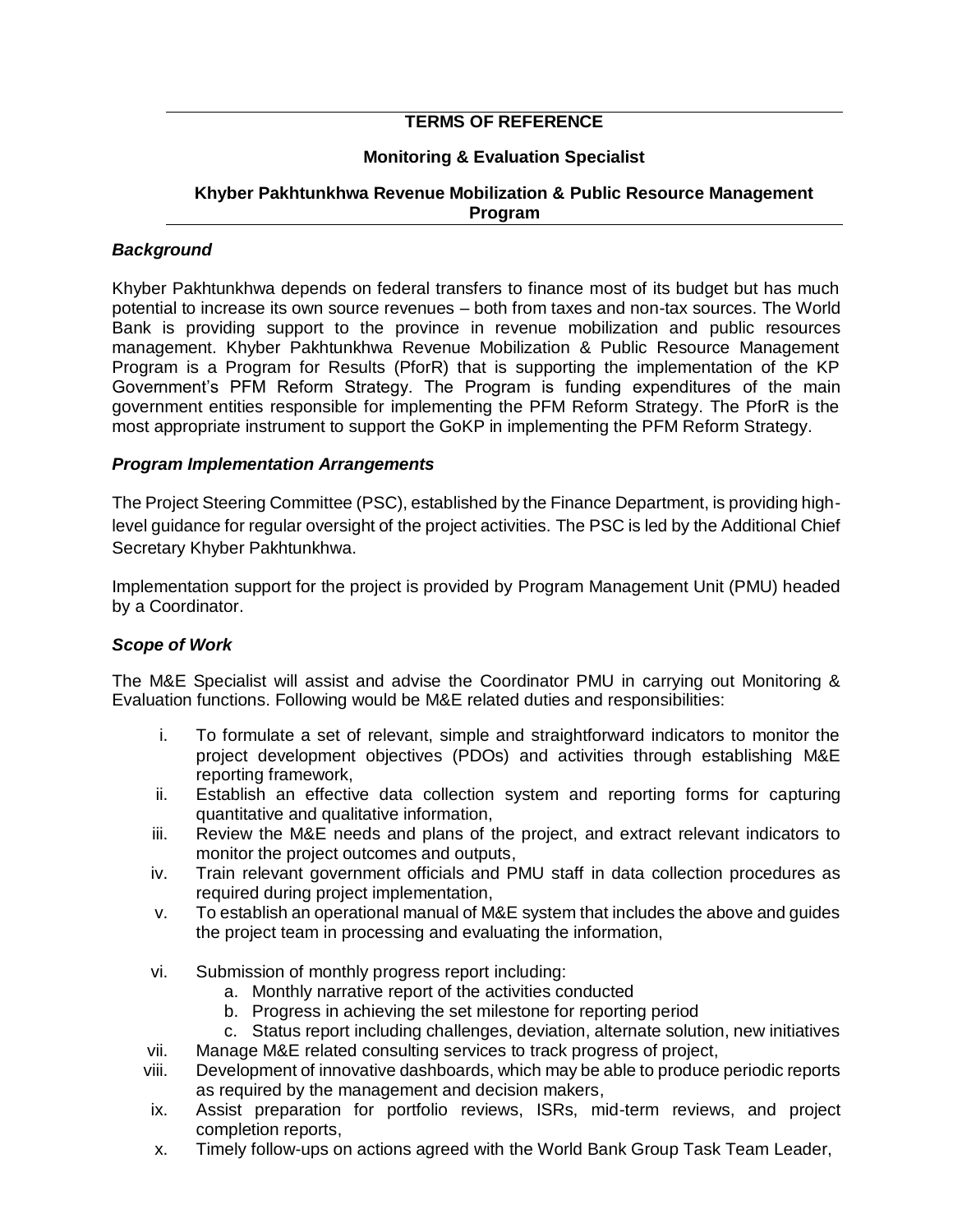# TERMS OF REFERENCE

## Monitoring & Evaluation Specialist

### Khyber Pakhtunkhwa Revenue Mobilization & Public Resource Management Program

***Background***

Khyber Pakhtunkhwa depends on federal transfers to finance most of its budget but has much potential to increase its own source revenues – both from taxes and non-tax sources. The World Bank is providing support to the province in revenue mobilization and public resources management. Khyber Pakhtunkhwa Revenue Mobilization & Public Resource Management Program is a Program for Results (PforR) that is supporting the implementation of the KP Government's PFM Reform Strategy. The Program is funding expenditures of the main government entities responsible for implementing the PFM Reform Strategy. The PforR is the most appropriate instrument to support the GoKP in implementing the PFM Reform Strategy.

***Program Implementation Arrangements***

The Project Steering Committee (PSC), established by the Finance Department, is providing high-level guidance for regular oversight of the project activities. The PSC is led by the Additional Chief Secretary Khyber Pakhtunkhwa.

Implementation support for the project is provided by Program Management Unit (PMU) headed by a Coordinator.

***Scope of Work***

The M&E Specialist will assist and advise the Coordinator PMU in carrying out Monitoring & Evaluation functions. Following would be M&E related duties and responsibilities:

i. To formulate a set of relevant, simple and straightforward indicators to monitor the project development objectives (PDOs) and activities through establishing M&E reporting framework,
ii. Establish an effective data collection system and reporting forms for capturing quantitative and qualitative information,
iii. Review the M&E needs and plans of the project, and extract relevant indicators to monitor the project outcomes and outputs,
iv. Train relevant government officials and PMU staff in data collection procedures as required during project implementation,
v. To establish an operational manual of M&E system that includes the above and guides the project team in processing and evaluating the information,
vi. Submission of monthly progress report including:
    a. Monthly narrative report of the activities conducted
    b. Progress in achieving the set milestone for reporting period
    c. Status report including challenges, deviation, alternate solution, new initiatives
vii. Manage M&E related consulting services to track progress of project,
viii. Development of innovative dashboards, which may be able to produce periodic reports as required by the management and decision makers,
ix. Assist preparation for portfolio reviews, ISRs, mid-term reviews, and project completion reports,
x. Timely follow-ups on actions agreed with the World Bank Group Task Team Leader,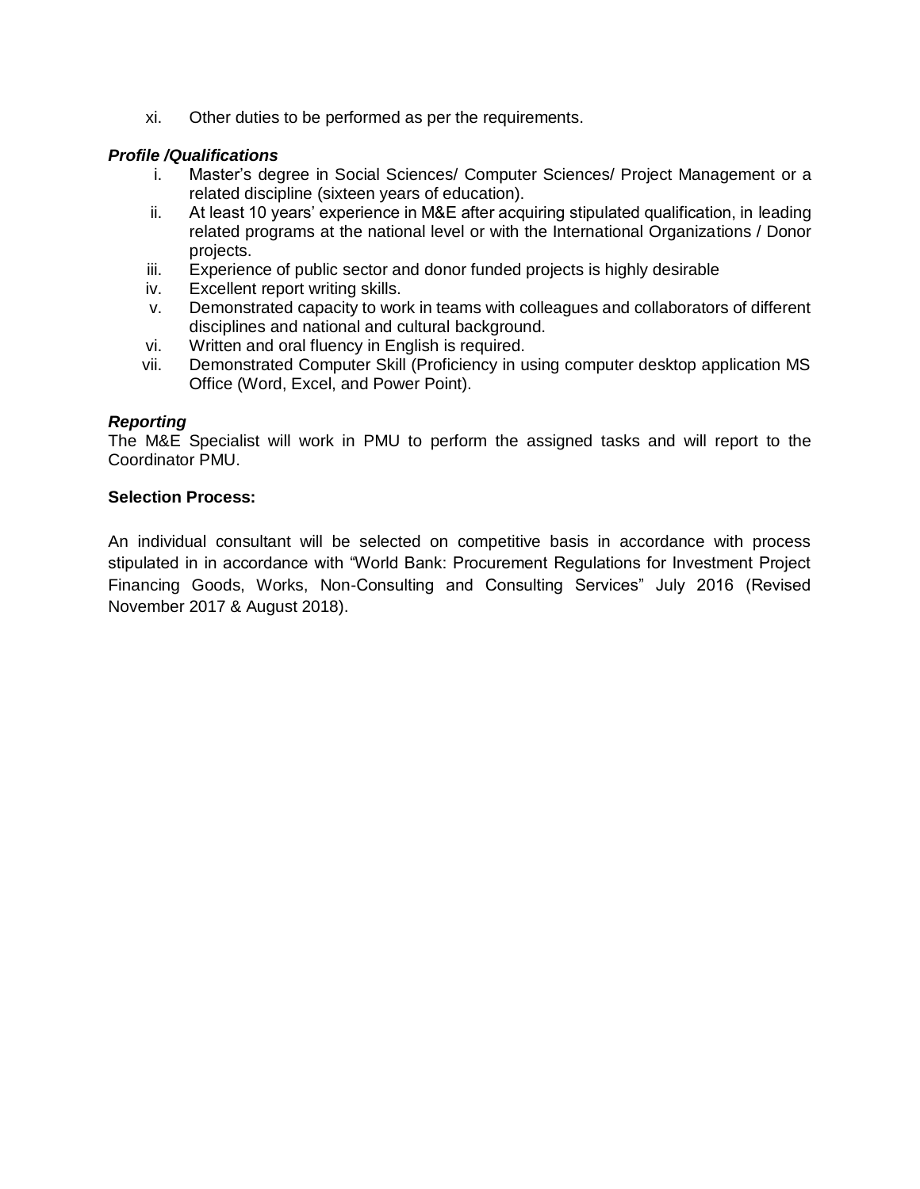xi. Other duties to be performed as per the requirements.

***Profile /Qualifications***

i. Master's degree in Social Sciences/ Computer Sciences/ Project Management or a related discipline (sixteen years of education).
ii. At least 10 years' experience in M&E after acquiring stipulated qualification, in leading related programs at the national level or with the International Organizations / Donor projects.
iii. Experience of public sector and donor funded projects is highly desirable
iv. Excellent report writing skills.
v. Demonstrated capacity to work in teams with colleagues and collaborators of different disciplines and national and cultural background.
vi. Written and oral fluency in English is required.
vii. Demonstrated Computer Skill (Proficiency in using computer desktop application MS Office (Word, Excel, and Power Point).

***Reporting***

The M&E Specialist will work in PMU to perform the assigned tasks and will report to the Coordinator PMU.

**Selection Process:**

An individual consultant will be selected on competitive basis in accordance with process stipulated in in accordance with "World Bank: Procurement Regulations for Investment Project Financing Goods, Works, Non-Consulting and Consulting Services" July 2016 (Revised November 2017 & August 2018).